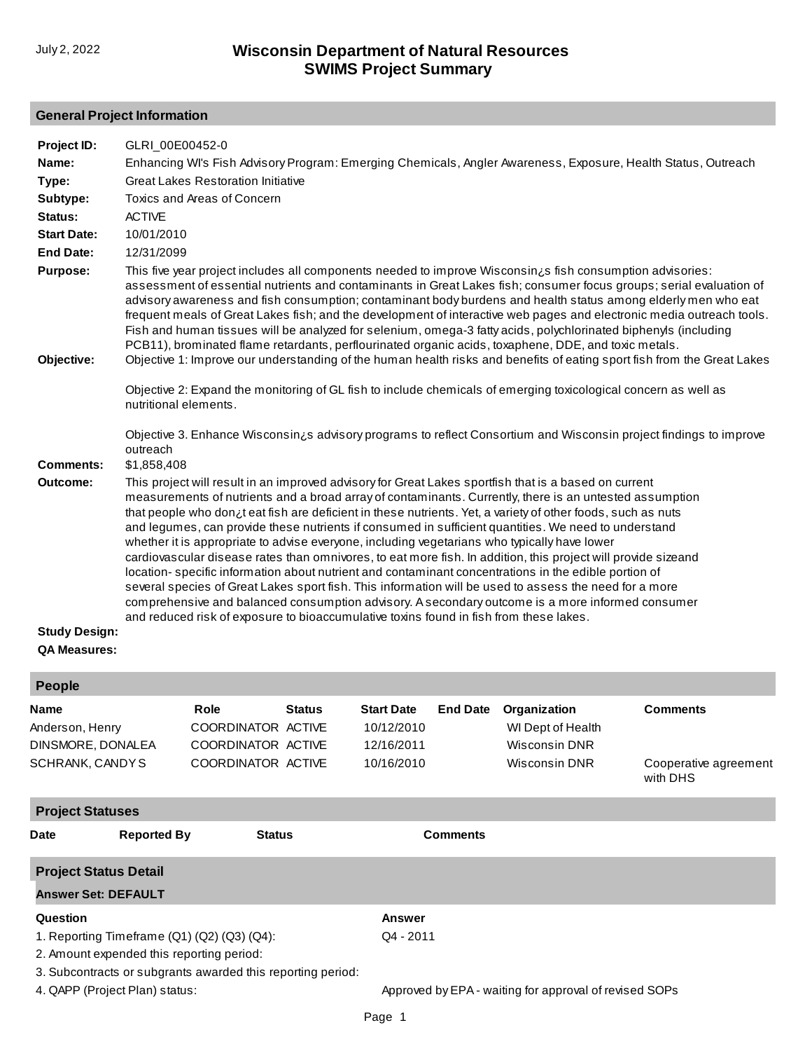July 2, 2022

# Wisconsin Department of Natural Resources
# SWIMS Project Summary

## General Project Information

**Project ID:** GLRI_00E00452-0

**Name:** Enhancing WI's Fish Advisory Program: Emerging Chemicals, Angler Awareness, Exposure, Health Status, Outreach

**Type:** Great Lakes Restoration Initiative

**Subtype:** Toxics and Areas of Concern

**Status:** ACTIVE

**Start Date:** 10/01/2010

**End Date:** 12/31/2099

**Purpose:** This five year project includes all components needed to improve Wisconsin¿s fish consumption advisories: assessment of essential nutrients and contaminants in Great Lakes fish; consumer focus groups; serial evaluation of advisory awareness and fish consumption; contaminant body burdens and health status among elderly men who eat frequent meals of Great Lakes fish; and the development of interactive web pages and electronic media outreach tools. Fish and human tissues will be analyzed for selenium, omega-3 fatty acids, polychlorinated biphenyls (including PCB11), brominated flame retardants, perflourinated organic acids, toxaphene, DDE, and toxic metals.

**Objective:** Objective 1: Improve our understanding of the human health risks and benefits of eating sport fish from the Great Lakes

Objective 2: Expand the monitoring of GL fish to include chemicals of emerging toxicological concern as well as nutritional elements.

Objective 3. Enhance Wisconsin¿s advisory programs to reflect Consortium and Wisconsin project findings to improve outreach

**Comments:** $1,858,408

**Outcome:** This project will result in an improved advisory for Great Lakes sportfish that is a based on current measurements of nutrients and a broad array of contaminants. Currently, there is an untested assumption that people who don¿t eat fish are deficient in these nutrients. Yet, a variety of other foods, such as nuts and legumes, can provide these nutrients if consumed in sufficient quantities. We need to understand whether it is appropriate to advise everyone, including vegetarians who typically have lower cardiovascular disease rates than omnivores, to eat more fish. In addition, this project will provide sizeand location- specific information about nutrient and contaminant concentrations in the edible portion of several species of Great Lakes sport fish. This information will be used to assess the need for a more comprehensive and balanced consumption advisory. A secondary outcome is a more informed consumer and reduced risk of exposure to bioaccumulative toxins found in fish from these lakes.

**Study Design:**

**QA Measures:**

## People

| Name | Role | Status | Start Date | End Date | Organization | Comments |
|---|---|---|---|---|---|---|
| Anderson, Henry | COORDINATOR | ACTIVE | 10/12/2010 | | WI Dept of Health | |
| DINSMORE, DONALEA | COORDINATOR | ACTIVE | 12/16/2011 | | Wisconsin DNR | |
| SCHRANK, CANDY S | COORDINATOR | ACTIVE | 10/16/2010 | | Wisconsin DNR | Cooperative agreement with DHS |

## Project Statuses

| Date | Reported By | Status | Comments |
|---|---|---|---|

## Project Status Detail

### Answer Set: DEFAULT

| Question | Answer |
|---|---|
| 1. Reporting Timeframe (Q1) (Q2) (Q3) (Q4): | Q4 - 2011 |
| 2. Amount expended this reporting period: | |
| 3. Subcontracts or subgrants awarded this reporting period: | |
| 4. QAPP (Project Plan) status: | Approved by EPA - waiting for approval of revised SOPs |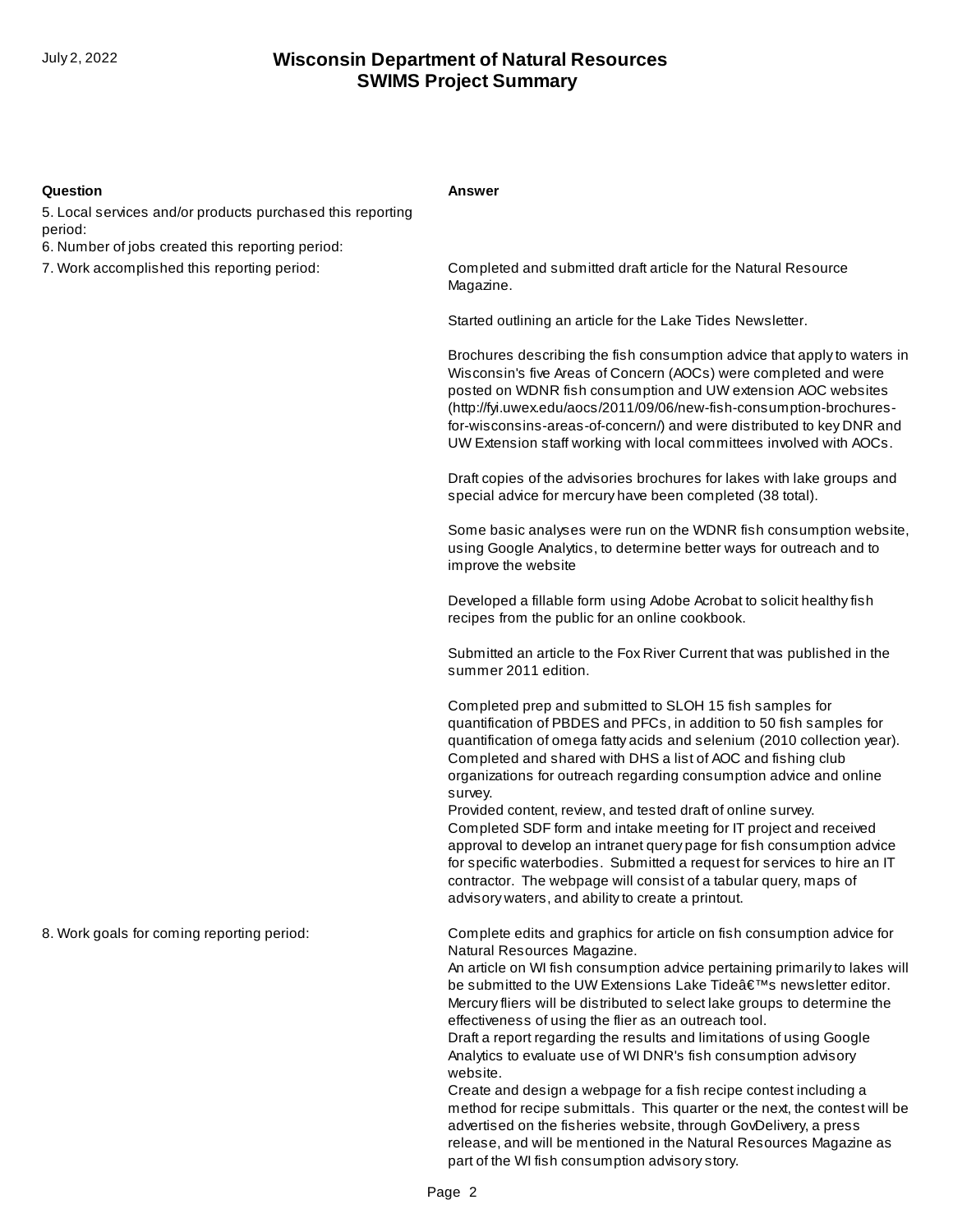| Question | Answer |
|---|---|
| 5. Local services and/or products purchased this reporting period: | |
| 6. Number of jobs created this reporting period: | |
| 7. Work accomplished this reporting period: | Completed and submitted draft article for the Natural Resource Magazine.<br><br>Started outlining an article for the Lake Tides Newsletter.<br><br>Brochures describing the fish consumption advice that apply to waters in Wisconsin's five Areas of Concern (AOCs) were completed and were posted on WDNR fish consumption and UW extension AOC websites (http://fyi.uwex.edu/aocs/2011/09/06/new-fish-consumption-brochures-for-wisconsins-areas-of-concern/) and were distributed to key DNR and UW Extension staff working with local committees involved with AOCs.<br><br>Draft copies of the advisories brochures for lakes with lake groups and special advice for mercury have been completed (38 total).<br><br>Some basic analyses were run on the WDNR fish consumption website, using Google Analytics, to determine better ways for outreach and to improve the website<br><br>Developed a fillable form using Adobe Acrobat to solicit healthy fish recipes from the public for an online cookbook.<br><br>Submitted an article to the Fox River Current that was published in the summer 2011 edition.<br><br>Completed prep and submitted to SLOH 15 fish samples for quantification of PBDES and PFCs, in addition to 50 fish samples for quantification of omega fatty acids and selenium (2010 collection year).<br>Completed and shared with DHS a list of AOC and fishing club organizations for outreach regarding consumption advice and online survey.<br>Provided content, review, and tested draft of online survey.<br>Completed SDF form and intake meeting for IT project and received approval to develop an intranet query page for fish consumption advice for specific waterbodies. Submitted a request for services to hire an IT contractor. The webpage will consist of a tabular query, maps of advisory waters, and ability to create a printout. |
| 8. Work goals for coming reporting period: | Complete edits and graphics for article on fish consumption advice for Natural Resources Magazine.<br>An article on WI fish consumption advice pertaining primarily to lakes will be submitted to the UW Extensions Lake Tideâ€™s newsletter editor.<br>Mercury fliers will be distributed to select lake groups to determine the effectiveness of using the flier as an outreach tool.<br>Draft a report regarding the results and limitations of using Google Analytics to evaluate use of WI DNR's fish consumption advisory website.<br>Create and design a webpage for a fish recipe contest including a method for recipe submittals. This quarter or the next, the contest will be advertised on the fisheries website, through GovDelivery, a press release, and will be mentioned in the Natural Resources Magazine as part of the WI fish consumption advisory story. |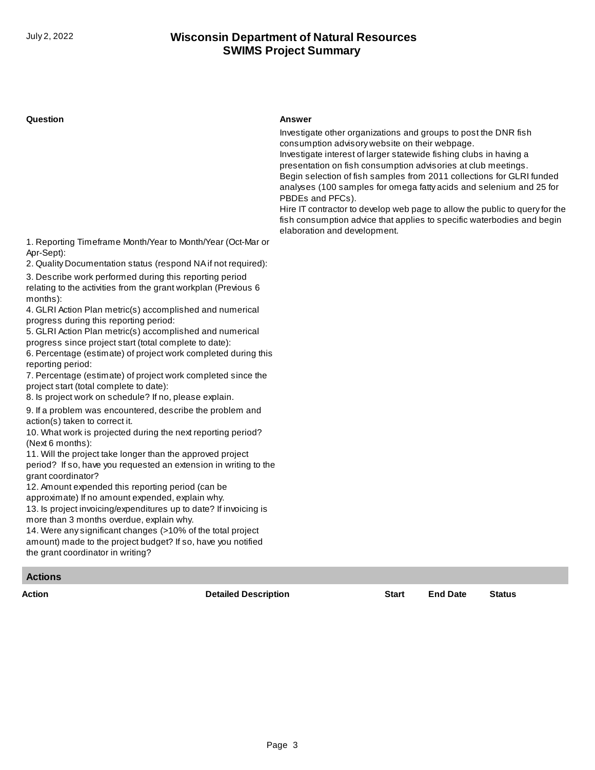| Question | Answer |
| --- | --- |
| | Investigate other organizations and groups to post the DNR fish consumption advisory website on their webpage.<br>Investigate interest of larger statewide fishing clubs in having a presentation on fish consumption advisories at club meetings.<br>Begin selection of fish samples from 2011 collections for GLRI funded analyses (100 samples for omega fatty acids and selenium and 25 for PBDEs and PFCs).<br>Hire IT contractor to develop web page to allow the public to query for the fish consumption advice that applies to specific waterbodies and begin elaboration and development. |
| 1. Reporting Timeframe Month/Year to Month/Year (Oct-Mar or Apr-Sept): | |
| 2. Quality Documentation status (respond NA if not required): | |
| 3. Describe work performed during this reporting period relating to the activities from the grant workplan (Previous 6 months): | |
| 4. GLRI Action Plan metric(s) accomplished and numerical progress during this reporting period: | |
| 5. GLRI Action Plan metric(s) accomplished and numerical progress since project start (total complete to date): | |
| 6. Percentage (estimate) of project work completed during this reporting period: | |
| 7. Percentage (estimate) of project work completed since the project start (total complete to date): | |
| 8. Is project work on schedule? If no, please explain. | |
| 9. If a problem was encountered, describe the problem and action(s) taken to correct it. | |
| 10. What work is projected during the next reporting period? (Next 6 months): | |
| 11. Will the project take longer than the approved project period? If so, have you requested an extension in writing to the grant coordinator? | |
| 12. Amount expended this reporting period (can be approximate) If no amount expended, explain why. | |
| 13. Is project invoicing/expenditures up to date? If invoicing is more than 3 months overdue, explain why. | |
| 14. Were any significant changes (>10% of the total project amount) made to the project budget? If so, have you notified the grant coordinator in writing? | |

## Actions

| Action | Detailed Description | Start | End Date | Status |
| --- | --- | --- | --- | --- |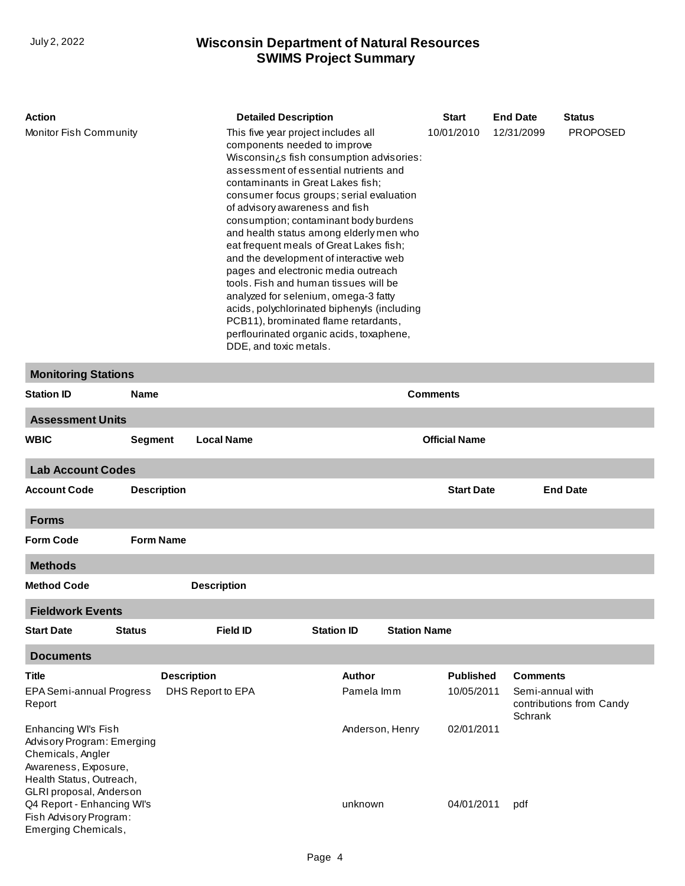| Action | Detailed Description | Start | End Date | Status |
|---|---|---|---|---|
| Monitor Fish Community | This five year project includes all components needed to improve Wisconsin¿s fish consumption advisories: assessment of essential nutrients and contaminants in Great Lakes fish; consumer focus groups; serial evaluation of advisory awareness and fish consumption; contaminant body burdens and health status among elderly men who eat frequent meals of Great Lakes fish; and the development of interactive web pages and electronic media outreach tools. Fish and human tissues will be analyzed for selenium, omega-3 fatty acids, polychlorinated biphenyls (including PCB11), brominated flame retardants, perflourinated organic acids, toxaphene, DDE, and toxic metals. | 10/01/2010 | 12/31/2099 | PROPOSED |

## Monitoring Stations

| Station ID | Name | Comments |
|---|---|---|

## Assessment Units

| WBIC | Segment | Local Name | Official Name |
|---|---|---|---|

## Lab Account Codes

| Account Code | Description | Start Date | End Date |
|---|---|---|---|

## Forms

| Form Code | Form Name |
|---|---|

## Methods

| Method Code | Description |
|---|---|

## Fieldwork Events

| Start Date | Status | Field ID | Station ID | Station Name |
|---|---|---|---|---|

## Documents

| Title | Description | Author | Published | Comments |
|---|---|---|---|---|
| EPA Semi-annual Progress Report | DHS Report to EPA | Pamela Imm | 10/05/2011 | Semi-annual with contributions from Candy Schrank |
| Enhancing WI's Fish Advisory Program: Emerging Chemicals, Angler Awareness, Exposure, Health Status, Outreach, GLRI proposal, Anderson | | Anderson, Henry | 02/01/2011 | |
| Q4 Report - Enhancing WI's Fish Advisory Program: Emerging Chemicals, | | unknown | 04/01/2011 | pdf |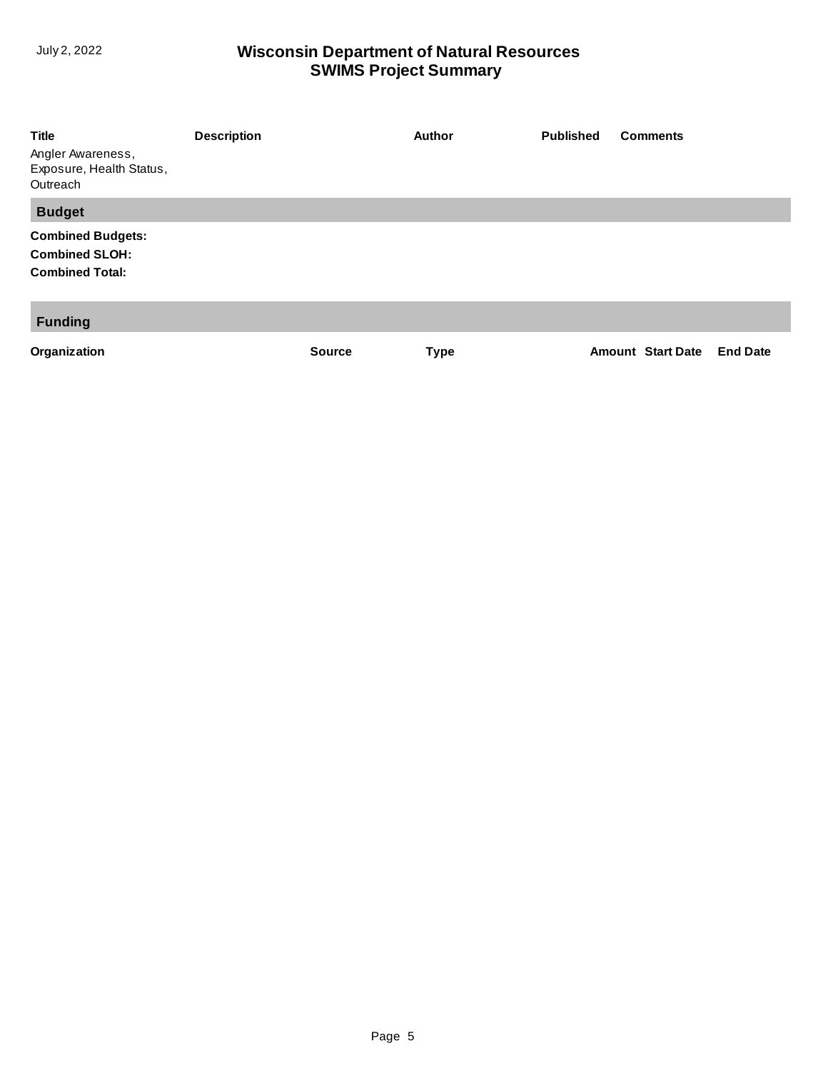| Title | Description | Author | Published | Comments |
| --- | --- | --- | --- | --- |
| Angler Awareness, Exposure, Health Status, Outreach | | | | |

## Budget

**Combined Budgets:**

**Combined SLOH:**

**Combined Total:**

## Funding

| Organization | Source | Type | Amount | Start Date | End Date |
| --- | --- | --- | --- | --- | --- |